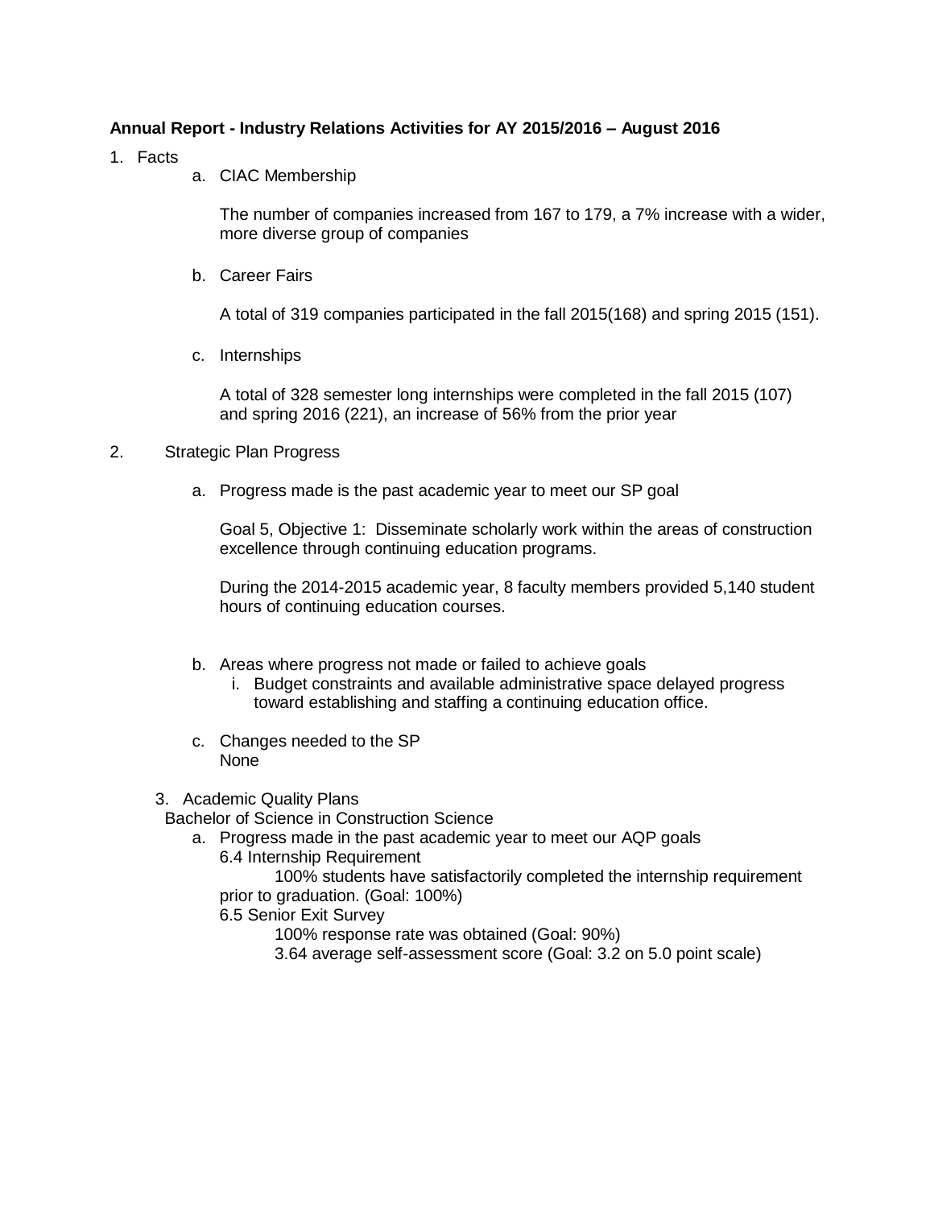**Annual Report - Industry Relations Activities for AY 2015/2016 – August 2016**

1. Facts
   a. CIAC Membership

      The number of companies increased from 167 to 179, a 7% increase with a wider, more diverse group of companies

   b. Career Fairs

      A total of 319 companies participated in the fall 2015(168) and spring 2015 (151).

   c. Internships

      A total of 328 semester long internships were completed in the fall 2015 (107) and spring 2016 (221), an increase of 56% from the prior year

2. Strategic Plan Progress

   a. Progress made is the past academic year to meet our SP goal

      Goal 5, Objective 1: Disseminate scholarly work within the areas of construction excellence through continuing education programs.

      During the 2014-2015 academic year, 8 faculty members provided 5,140 student hours of continuing education courses.

   b. Areas where progress not made or failed to achieve goals
      i. Budget constraints and available administrative space delayed progress toward establishing and staffing a continuing education office.

   c. Changes needed to the SP
      None

3. Academic Quality Plans
   Bachelor of Science in Construction Science
   a. Progress made in the past academic year to meet our AQP goals
      6.4 Internship Requirement
         100% students have satisfactorily completed the internship requirement prior to graduation. (Goal: 100%)
      6.5 Senior Exit Survey
         100% response rate was obtained (Goal: 90%)
         3.64 average self-assessment score (Goal: 3.2 on 5.0 point scale)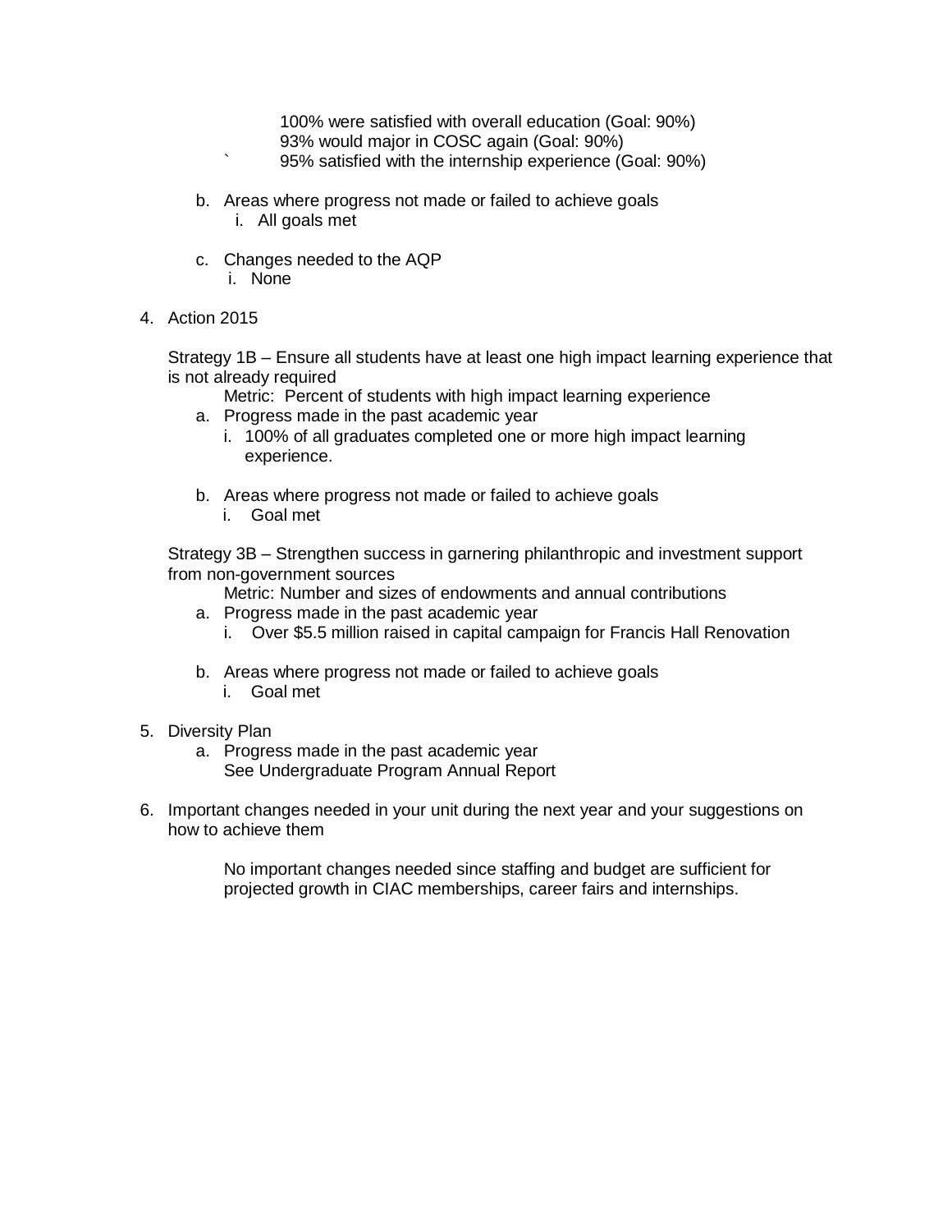100% were satisfied with overall education (Goal: 90%)
93% would major in COSC again (Goal: 90%)
` 95% satisfied with the internship experience (Goal: 90%)

b. Areas where progress not made or failed to achieve goals
   i. All goals met

c. Changes needed to the AQP
   i. None

4. Action 2015

   Strategy 1B – Ensure all students have at least one high impact learning experience that is not already required

   Metric: Percent of students with high impact learning experience

   a. Progress made in the past academic year
      i. 100% of all graduates completed one or more high impact learning experience.

   b. Areas where progress not made or failed to achieve goals
      i. Goal met

   Strategy 3B – Strengthen success in garnering philanthropic and investment support from non-government sources

   Metric: Number and sizes of endowments and annual contributions

   a. Progress made in the past academic year
      i. Over $5.5 million raised in capital campaign for Francis Hall Renovation

   b. Areas where progress not made or failed to achieve goals
      i. Goal met

5. Diversity Plan
   a. Progress made in the past academic year
      See Undergraduate Program Annual Report

6. Important changes needed in your unit during the next year and your suggestions on how to achieve them

   No important changes needed since staffing and budget are sufficient for projected growth in CIAC memberships, career fairs and internships.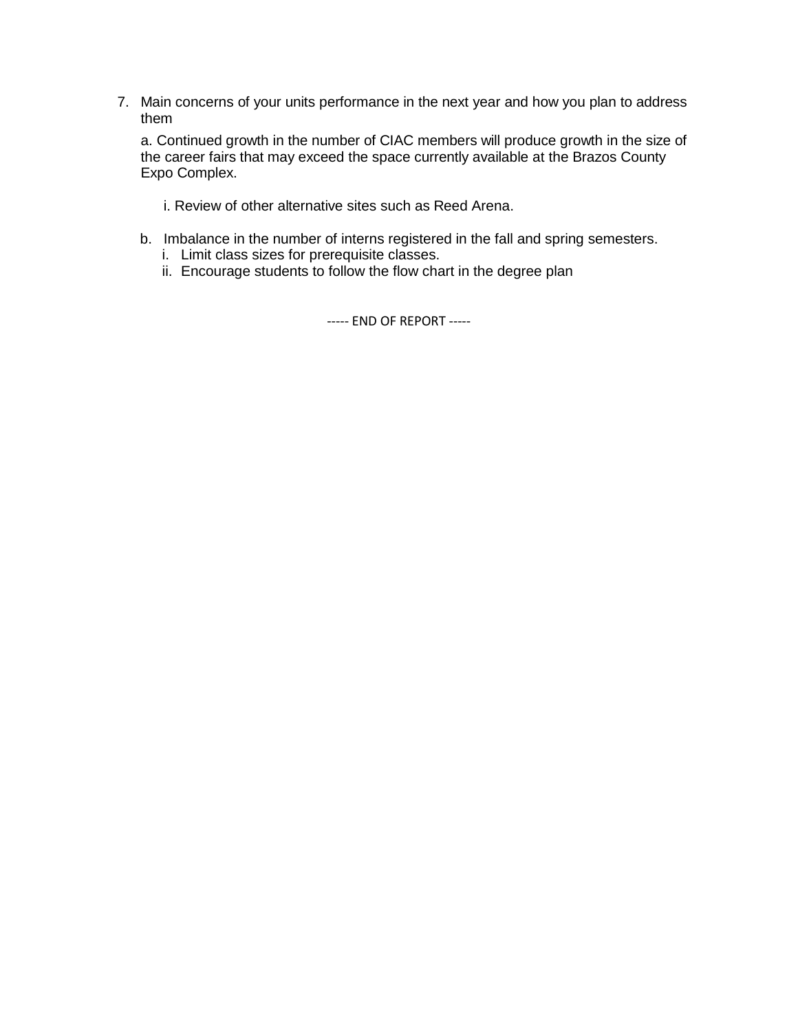7. Main concerns of your units performance in the next year and how you plan to address them

    a. Continued growth in the number of CIAC members will produce growth in the size of the career fairs that may exceed the space currently available at the Brazos County Expo Complex.

        i. Review of other alternative sites such as Reed Arena.

    b. Imbalance in the number of interns registered in the fall and spring semesters.

        i. Limit class sizes for prerequisite classes.
        ii. Encourage students to follow the flow chart in the degree plan

----- END OF REPORT -----